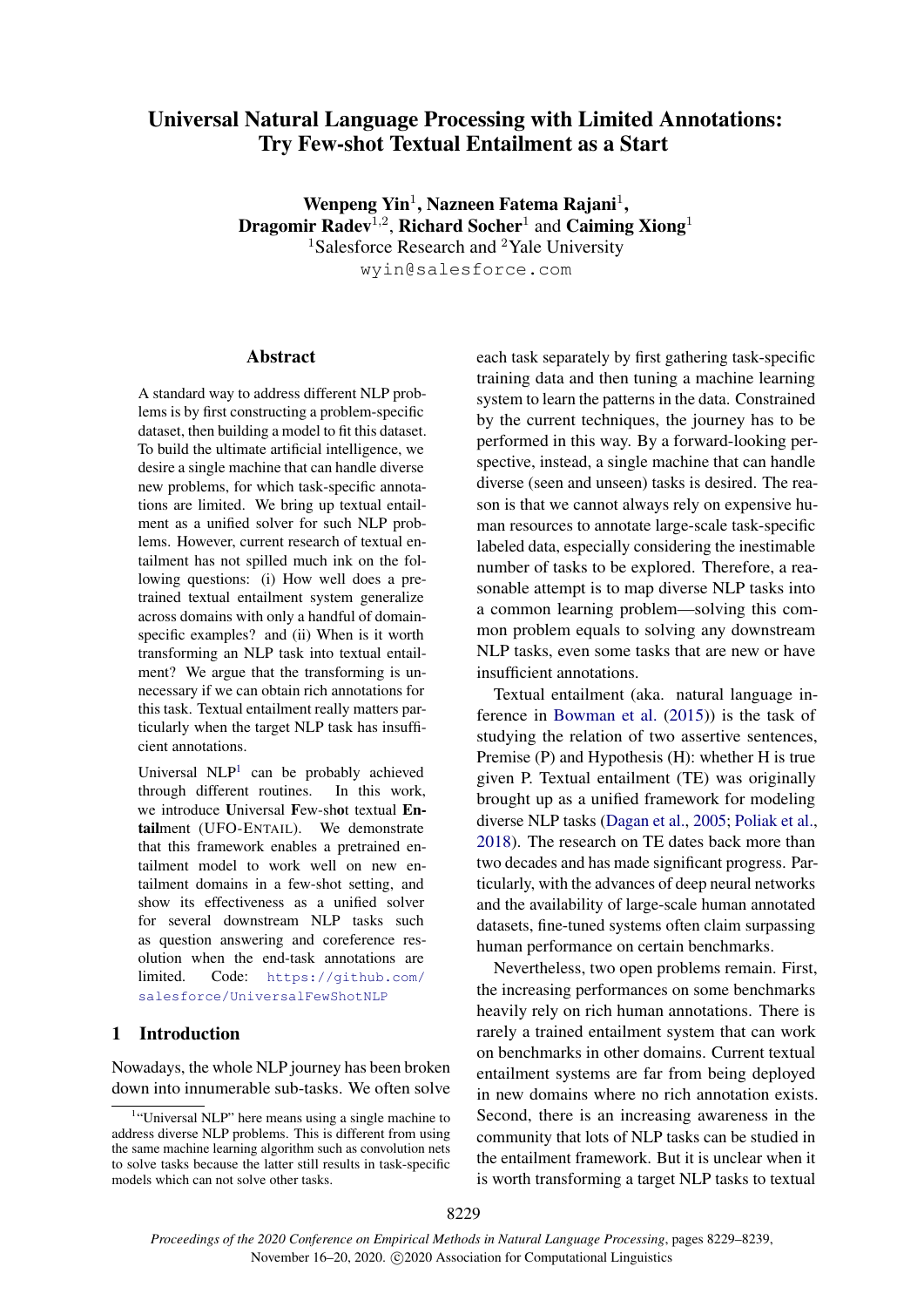# Universal Natural Language Processing with Limited Annotations: Try Few-shot Textual Entailment as a Start

**Wenpeng Yin**[1], **Nazneen Fatema Rajani**[1], **Dragomir Radev**[1,2], **Richard Socher**[1] and **Caiming Xiong**[1]

[1]Salesforce Research and [2]Yale University

wyin@salesforce.com

## Abstract

A standard way to address different NLP problems is by first constructing a problem-specific dataset, then building a model to fit this dataset. To build the ultimate artificial intelligence, we desire a single machine that can handle diverse new problems, for which task-specific annotations are limited. We bring up textual entailment as a unified solver for such NLP problems. However, current research of textual entailment has not spilled much ink on the following questions: (i) How well does a pretrained textual entailment system generalize across domains with only a handful of domain-specific examples? and (ii) When is it worth transforming an NLP task into textual entailment? We argue that the transforming is unnecessary if we can obtain rich annotations for this task. Textual entailment really matters particularly when the target NLP task has insufficient annotations.

Universal NLP[1] can be probably achieved through different routines. In this work, we introduce **U**niversal **F**ew-sh**o**t textual **Entail**ment (UFO-ENTAIL). We demonstrate that this framework enables a pretrained entailment model to work well on new entailment domains in a few-shot setting, and show its effectiveness as a unified solver for several downstream NLP tasks such as question answering and coreference resolution when the end-task annotations are limited. Code: https://github.com/salesforce/UniversalFewShotNLP

## 1 Introduction

Nowadays, the whole NLP journey has been broken down into innumerable sub-tasks. We often solve each task separately by first gathering task-specific training data and then tuning a machine learning system to learn the patterns in the data. Constrained by the current techniques, the journey has to be performed in this way. By a forward-looking perspective, instead, a single machine that can handle diverse (seen and unseen) tasks is desired. The reason is that we cannot always rely on expensive human resources to annotate large-scale task-specific labeled data, especially considering the inestimable number of tasks to be explored. Therefore, a reasonable attempt is to map diverse NLP tasks into a common learning problem—solving this common problem equals to solving any downstream NLP tasks, even some tasks that are new or have insufficient annotations.

Textual entailment (aka. natural language inference in Bowman et al. (2015)) is the task of studying the relation of two assertive sentences, Premise (P) and Hypothesis (H): whether H is true given P. Textual entailment (TE) was originally brought up as a unified framework for modeling diverse NLP tasks (Dagan et al., 2005; Poliak et al., 2018). The research on TE dates back more than two decades and has made significant progress. Particularly, with the advances of deep neural networks and the availability of large-scale human annotated datasets, fine-tuned systems often claim surpassing human performance on certain benchmarks.

Nevertheless, two open problems remain. First, the increasing performances on some benchmarks heavily rely on rich human annotations. There is rarely a trained entailment system that can work on benchmarks in other domains. Current textual entailment systems are far from being deployed in new domains where no rich annotation exists. Second, there is an increasing awareness in the community that lots of NLP tasks can be studied in the entailment framework. But it is unclear when it is worth transforming a target NLP tasks to textual

[1]"Universal NLP" here means using a single machine to address diverse NLP problems. This is different from using the same machine learning algorithm such as convolution nets to solve tasks because the latter still results in task-specific models which can not solve other tasks.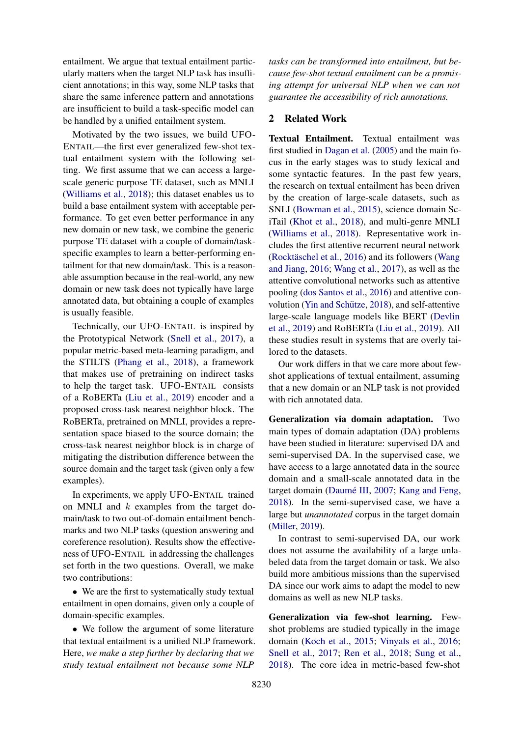entailment. We argue that textual entailment particularly matters when the target NLP task has insufficient annotations; in this way, some NLP tasks that share the same inference pattern and annotations are insufficient to build a task-specific model can be handled by a unified entailment system.

Motivated by the two issues, we build UFO-ENTAIL—the first ever generalized few-shot textual entailment system with the following setting. We first assume that we can access a large-scale generic purpose TE dataset, such as MNLI (Williams et al., 2018); this dataset enables us to build a base entailment system with acceptable performance. To get even better performance in any new domain or new task, we combine the generic purpose TE dataset with a couple of domain/task-specific examples to learn a better-performing entailment for that new domain/task. This is a reasonable assumption because in the real-world, any new domain or new task does not typically have large annotated data, but obtaining a couple of examples is usually feasible.

Technically, our UFO-ENTAIL is inspired by the Prototypical Network (Snell et al., 2017), a popular metric-based meta-learning paradigm, and the STILTS (Phang et al., 2018), a framework that makes use of pretraining on indirect tasks to help the target task. UFO-ENTAIL consists of a RoBERTa (Liu et al., 2019) encoder and a proposed cross-task nearest neighbor block. The RoBERTa, pretrained on MNLI, provides a representation space biased to the source domain; the cross-task nearest neighbor block is in charge of mitigating the distribution difference between the source domain and the target task (given only a few examples).

In experiments, we apply UFO-ENTAIL trained on MNLI and $k$ examples from the target domain/task to two out-of-domain entailment benchmarks and two NLP tasks (question answering and coreference resolution). Results show the effectiveness of UFO-ENTAIL in addressing the challenges set forth in the two questions. Overall, we make two contributions:

- We are the first to systematically study textual entailment in open domains, given only a couple of domain-specific examples.
- We follow the argument of some literature that textual entailment is a unified NLP framework. Here, *we make a step further by declaring that we study textual entailment not because some NLP tasks can be transformed into entailment, but because few-shot textual entailment can be a promising attempt for universal NLP when we can not guarantee the accessibility of rich annotations.*

## 2 Related Work

**Textual Entailment.** Textual entailment was first studied in Dagan et al. (2005) and the main focus in the early stages was to study lexical and some syntactic features. In the past few years, the research on textual entailment has been driven by the creation of large-scale datasets, such as SNLI (Bowman et al., 2015), science domain SciTail (Khot et al., 2018), and multi-genre MNLI (Williams et al., 2018). Representative work includes the first attentive recurrent neural network (Rocktäschel et al., 2016) and its followers (Wang and Jiang, 2016; Wang et al., 2017), as well as the attentive convolutional networks such as attentive pooling (dos Santos et al., 2016) and attentive convolution (Yin and Schütze, 2018), and self-attentive large-scale language models like BERT (Devlin et al., 2019) and RoBERTa (Liu et al., 2019). All these studies result in systems that are overly tailored to the datasets.

Our work differs in that we care more about few-shot applications of textual entailment, assuming that a new domain or an NLP task is not provided with rich annotated data.

**Generalization via domain adaptation.** Two main types of domain adaptation (DA) problems have been studied in literature: supervised DA and semi-supervised DA. In the supervised case, we have access to a large annotated data in the source domain and a small-scale annotated data in the target domain (Daumé III, 2007; Kang and Feng, 2018). In the semi-supervised case, we have a large but *unannotated* corpus in the target domain (Miller, 2019).

In contrast to semi-supervised DA, our work does not assume the availability of a large unlabeled data from the target domain or task. We also build more ambitious missions than the supervised DA since our work aims to adapt the model to new domains as well as new NLP tasks.

**Generalization via few-shot learning.** Few-shot problems are studied typically in the image domain (Koch et al., 2015; Vinyals et al., 2016; Snell et al., 2017; Ren et al., 2018; Sung et al., 2018). The core idea in metric-based few-shot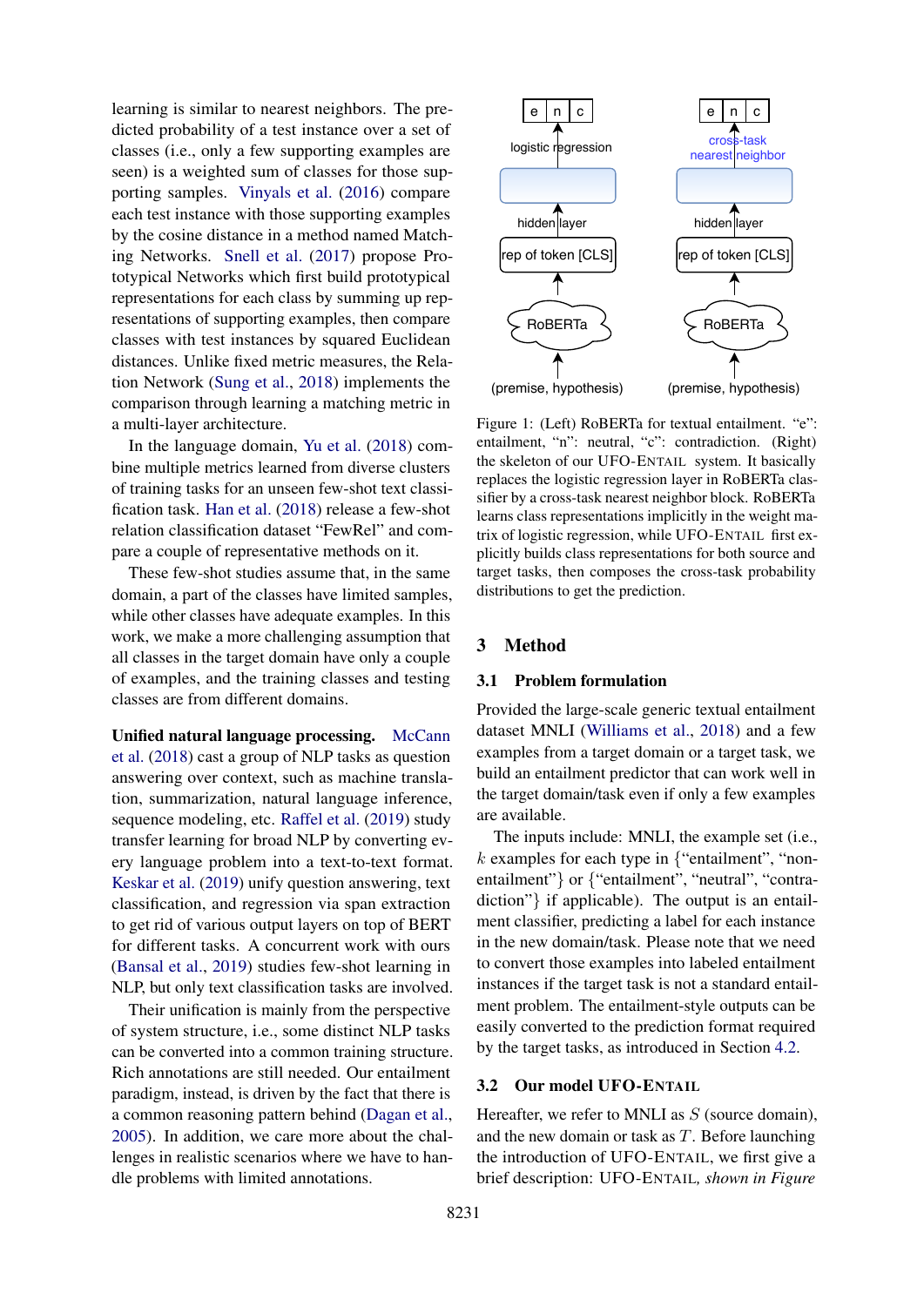learning is similar to nearest neighbors. The predicted probability of a test instance over a set of classes (i.e., only a few supporting examples are seen) is a weighted sum of classes for those supporting samples. Vinyals et al. (2016) compare each test instance with those supporting examples by the cosine distance in a method named Matching Networks. Snell et al. (2017) propose Prototypical Networks which first build prototypical representations for each class by summing up representations of supporting examples, then compare classes with test instances by squared Euclidean distances. Unlike fixed metric measures, the Relation Network (Sung et al., 2018) implements the comparison through learning a matching metric in a multi-layer architecture.

In the language domain, Yu et al. (2018) combine multiple metrics learned from diverse clusters of training tasks for an unseen few-shot text classification task. Han et al. (2018) release a few-shot relation classification dataset "FewRel" and compare a couple of representative methods on it.

These few-shot studies assume that, in the same domain, a part of the classes have limited samples, while other classes have adequate examples. In this work, we make a more challenging assumption that all classes in the target domain have only a couple of examples, and the training classes and testing classes are from different domains.

**Unified natural language processing.** McCann et al. (2018) cast a group of NLP tasks as question answering over context, such as machine translation, summarization, natural language inference, sequence modeling, etc. Raffel et al. (2019) study transfer learning for broad NLP by converting every language problem into a text-to-text format. Keskar et al. (2019) unify question answering, text classification, and regression via span extraction to get rid of various output layers on top of BERT for different tasks. A concurrent work with ours (Bansal et al., 2019) studies few-shot learning in NLP, but only text classification tasks are involved.

Their unification is mainly from the perspective of system structure, i.e., some distinct NLP tasks can be converted into a common training structure. Rich annotations are still needed. Our entailment paradigm, instead, is driven by the fact that there is a common reasoning pattern behind (Dagan et al., 2005). In addition, we care more about the challenges in realistic scenarios where we have to handle problems with limited annotations.

Figure 1: (Left) RoBERTa for textual entailment. "e": entailment, "n": neutral, "c": contradiction. (Right) the skeleton of our UFO-ENTAIL system. It basically replaces the logistic regression layer in RoBERTa classifier by a cross-task nearest neighbor block. RoBERTa learns class representations implicitly in the weight matrix of logistic regression, while UFO-ENTAIL first explicitly builds class representations for both source and target tasks, then composes the cross-task probability distributions to get the prediction.

## 3 Method

### 3.1 Problem formulation

Provided the large-scale generic textual entailment dataset MNLI (Williams et al., 2018) and a few examples from a target domain or a target task, we build an entailment predictor that can work well in the target domain/task even if only a few examples are available.

The inputs include: MNLI, the example set (i.e., $k$ examples for each type in {"entailment", "non-entailment"} or {"entailment", "neutral", "contradiction"} if applicable). The output is an entailment classifier, predicting a label for each instance in the new domain/task. Please note that we need to convert those examples into labeled entailment instances if the target task is not a standard entailment problem. The entailment-style outputs can be easily converted to the prediction format required by the target tasks, as introduced in Section 4.2.

### 3.2 Our model UFO-ENTAIL

Hereafter, we refer to MNLI as $S$ (source domain), and the new domain or task as $T$. Before launching the introduction of UFO-ENTAIL, we first give a brief description: UFO-ENTAIL, *shown in Figure*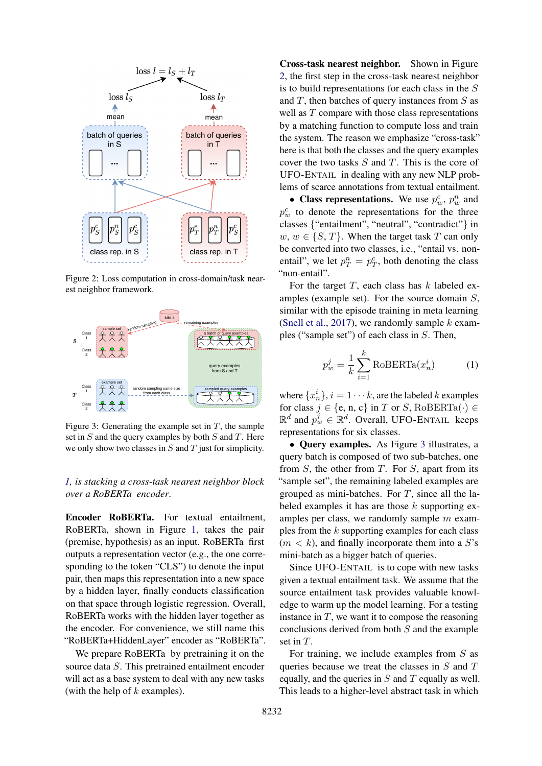Figure 2: Loss computation in cross-domain/task nearest neighbor framework.

Figure 3: Generating the example set in $T$, the sample set in $S$ and the query examples by both $S$ and $T$. Here we only show two classes in $S$ and $T$ just for simplicity.

*1, is stacking a cross-task nearest neighbor block over a RoBERTa encoder.*

**Encoder RoBERTa.** For textual entailment, RoBERTa, shown in Figure 1, takes the pair (premise, hypothesis) as an input. RoBERTa first outputs a representation vector (e.g., the one corresponding to the token "CLS") to denote the input pair, then maps this representation into a new space by a hidden layer, finally conducts classification on that space through logistic regression. Overall, RoBERTa works with the hidden layer together as the encoder. For convenience, we still name this "RoBERTa+HiddenLayer" encoder as "RoBERTa".

We prepare RoBERTa by pretraining it on the source data $S$. This pretrained entailment encoder will act as a base system to deal with any new tasks (with the help of $k$ examples).

**Cross-task nearest neighbor.** Shown in Figure 2, the first step in the cross-task nearest neighbor is to build representations for each class in the $S$ and $T$, then batches of query instances from $S$ as well as $T$ compare with those class representations by a matching function to compute loss and train the system. The reason we emphasize "cross-task" here is that both the classes and the query examples cover the two tasks $S$ and $T$. This is the core of UFO-ENTAIL in dealing with any new NLP problems of scarce annotations from textual entailment.

- **Class representations.** We use $p^e_w$, $p^n_w$ and $p^c_w$ to denote the representations for the three classes {"entailment", "neutral", "contradict"} in $w$, $w \in \{S, T\}$. When the target task $T$ can only be converted into two classes, i.e., "entail vs. non-entail", we let $p^n_T = p^c_T$, both denoting the class "non-entail".

For the target $T$, each class has $k$ labeled examples (example set). For the source domain $S$, similar with the episode training in meta learning (Snell et al., 2017), we randomly sample $k$ examples ("sample set") of each class in $S$. Then,

$$p^j_w = \frac{1}{k}\sum_{i=1}^{k} \text{RoBERTa}(x^i_n) \tag{1}$$

where $\{x^i_n\}, i = 1 \cdots k$, are the labeled $k$ examples for class $j \in \{\text{e, n, c}\}$ in $T$ or $S$, $\text{RoBERTa}(\cdot) \in \mathbb{R}^d$ and $p^j_w \in \mathbb{R}^d$. Overall, UFO-ENTAIL keeps representations for six classes.

- **Query examples.** As Figure 3 illustrates, a query batch is composed of two sub-batches, one from $S$, the other from $T$. For $S$, apart from its "sample set", the remaining labeled examples are grouped as mini-batches. For $T$, since all the labeled examples it has are those $k$ supporting examples per class, we randomly sample $m$ examples from the $k$ supporting examples for each class ($m < k$), and finally incorporate them into a $S$'s mini-batch as a bigger batch of queries.

Since UFO-ENTAIL is to cope with new tasks given a textual entailment task. We assume that the source entailment task provides valuable knowledge to warm up the model learning. For a testing instance in $T$, we want it to compose the reasoning conclusions derived from both $S$ and the example set in $T$.

For training, we include examples from $S$ as queries because we treat the classes in $S$ and $T$ equally, and the queries in $S$ and $T$ equally as well. This leads to a higher-level abstract task in which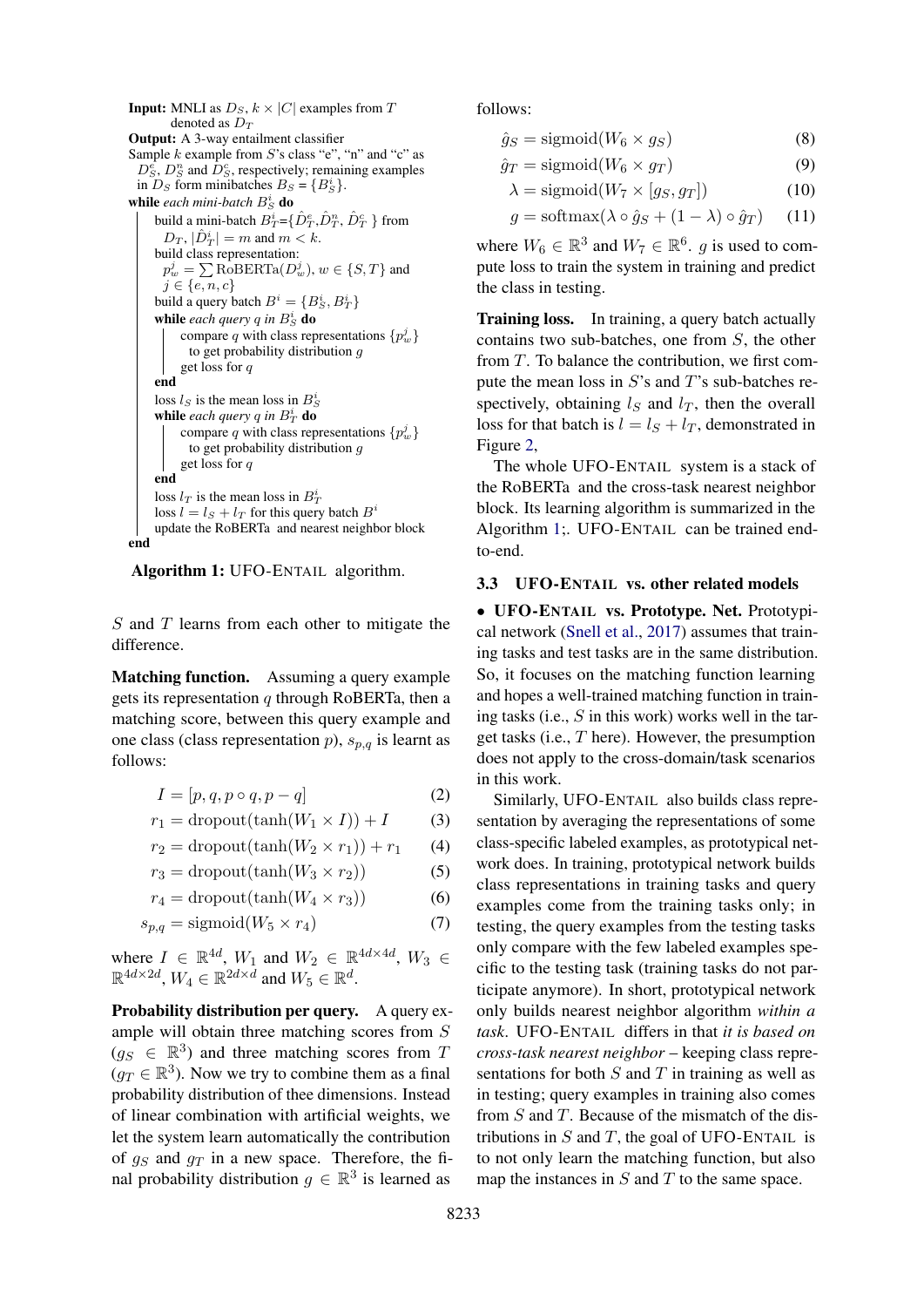**Input:** MNLI as $D_S$, $k \times |C|$ examples from $T$ denoted as $D_T$

**Output:** A 3-way entailment classifier

Sample $k$ example from $S$'s class "e", "n" and "c" as $D^e_S$, $D^n_S$ and $D^c_S$, respectively; remaining examples in $D_S$ form minibatches $B_S = \{B^i_S\}$.

**while** *each mini-batch* $B^i_S$ **do**

  build a mini-batch $B^i_T$={$\hat{D}^e_T$,$\hat{D}^n_T$, $\hat{D}^c_T$ } from $D_T$, $|\hat{D}^i_T| = m$ and $m < k$.

  build class representation: $p^j_w = \sum \text{RoBERTa}(D^j_w)$, $w \in \{S, T\}$ and $j \in \{e, n, c\}$

  build a query batch $B^i = \{B^i_S, B^i_T\}$

  **while** *each query* $q$ *in* $B^i_S$ **do**

    compare $q$ with class representations $\{p^j_w\}$ to get probability distribution $g$

    get loss for $q$

  **end**

  loss $l_S$ is the mean loss in $B^i_S$

  **while** *each query* $q$ *in* $B^i_T$ **do**

    compare $q$ with class representations $\{p^j_w\}$ to get probability distribution $g$

    get loss for $q$

  **end**

  loss $l_T$ is the mean loss in $B^i_T$

  loss $l = l_S + l_T$ for this query batch $B^i$

  update the RoBERTa and nearest neighbor block

**end**

**Algorithm 1:** UFO-ENTAIL algorithm.

$S$ and $T$ learns from each other to mitigate the difference.

**Matching function.** Assuming a query example gets its representation $q$ through RoBERTa, then a matching score, between this query example and one class (class representation $p$), $s_{p,q}$ is learnt as follows:

$$I = [p, q, p \circ q, p - q] \tag{2}$$

$$r_1 = \text{dropout}(\tanh(W_1 \times I)) + I \tag{3}$$

$$r_2 = \text{dropout}(\tanh(W_2 \times r_1)) + r_1 \tag{4}$$

$$r_3 = \text{dropout}(\tanh(W_3 \times r_2)) \tag{5}$$

$$r_4 = \text{dropout}(\tanh(W_4 \times r_3)) \tag{6}$$

$$s_{p,q} = \text{sigmoid}(W_5 \times r_4) \tag{7}$$

where $I \in \mathbb{R}^{4d}$, $W_1$ and $W_2 \in \mathbb{R}^{4d \times 4d}$, $W_3 \in \mathbb{R}^{4d \times 2d}$, $W_4 \in \mathbb{R}^{2d \times d}$ and $W_5 \in \mathbb{R}^d$.

**Probability distribution per query.** A query example will obtain three matching scores from $S$ ($g_S \in \mathbb{R}^3$) and three matching scores from $T$ ($g_T \in \mathbb{R}^3$). Now we try to combine them as a final probability distribution of thee dimensions. Instead of linear combination with artificial weights, we let the system learn automatically the contribution of $g_S$ and $g_T$ in a new space. Therefore, the final probability distribution $g \in \mathbb{R}^3$ is learned as follows:

$$\hat{g}_S = \text{sigmoid}(W_6 \times g_S) \tag{8}$$

$$\hat{g}_T = \text{sigmoid}(W_6 \times g_T) \tag{9}$$

$$\lambda = \text{sigmoid}(W_7 \times [g_S, g_T]) \tag{10}$$

$$g = \text{softmax}(\lambda \circ \hat{g}_S + (1 - \lambda) \circ \hat{g}_T) \tag{11}$$

where $W_6 \in \mathbb{R}^3$ and $W_7 \in \mathbb{R}^6$. $g$ is used to compute loss to train the system in training and predict the class in testing.

**Training loss.** In training, a query batch actually contains two sub-batches, one from $S$, the other from $T$. To balance the contribution, we first compute the mean loss in $S$'s and $T$'s sub-batches respectively, obtaining $l_S$ and $l_T$, then the overall loss for that batch is $l = l_S + l_T$, demonstrated in Figure 2,

The whole UFO-ENTAIL system is a stack of the RoBERTa and the cross-task nearest neighbor block. Its learning algorithm is summarized in the Algorithm 1;. UFO-ENTAIL can be trained end-to-end.

### 3.3 UFO-ENTAIL vs. other related models

- **UFO-ENTAIL vs. Prototype. Net.** Prototypical network (Snell et al., 2017) assumes that training tasks and test tasks are in the same distribution. So, it focuses on the matching function learning and hopes a well-trained matching function in training tasks (i.e., $S$ in this work) works well in the target tasks (i.e., $T$ here). However, the presumption does not apply to the cross-domain/task scenarios in this work.

Similarly, UFO-ENTAIL also builds class representation by averaging the representations of some class-specific labeled examples, as prototypical network does. In training, prototypical network builds class representations in training tasks and query examples come from the training tasks only; in testing, the query examples from the testing tasks only compare with the few labeled examples specific to the testing task (training tasks do not participate anymore). In short, prototypical network only builds nearest neighbor algorithm *within a task*. UFO-ENTAIL differs in that *it is based on cross-task nearest neighbor* – keeping class representations for both $S$ and $T$ in training as well as in testing; query examples in training also comes from $S$ and $T$. Because of the mismatch of the distributions in $S$ and $T$, the goal of UFO-ENTAIL is to not only learn the matching function, but also map the instances in $S$ and $T$ to the same space.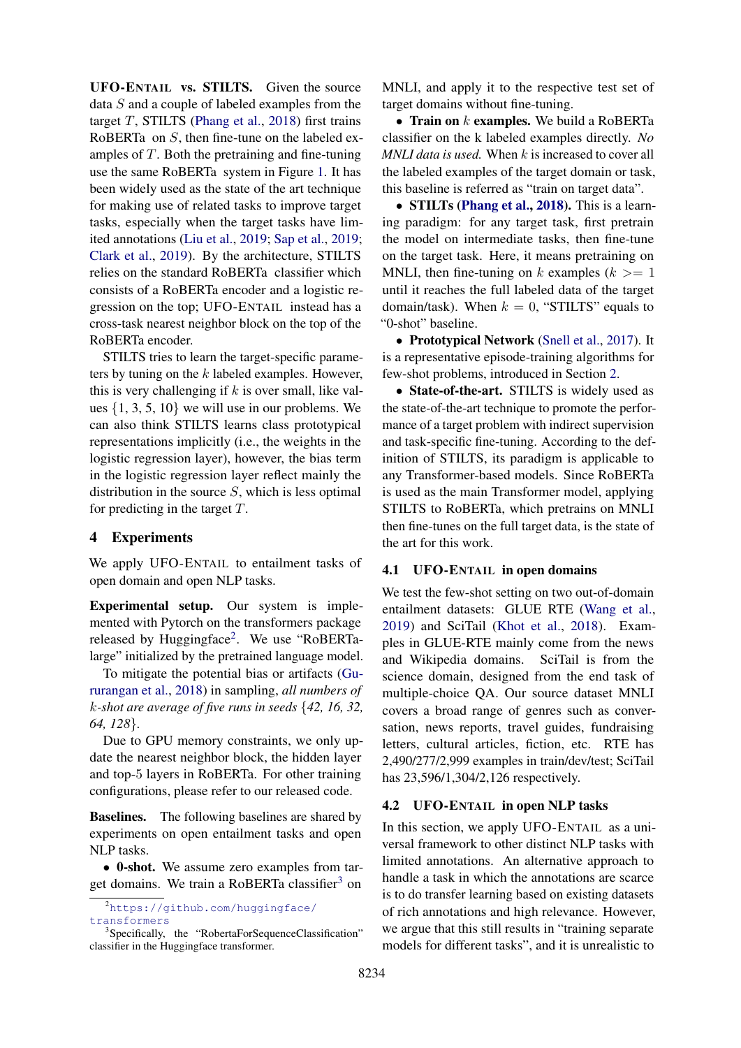**UFO-ENTAIL vs. STILTS.** Given the source data $S$ and a couple of labeled examples from the target $T$, STILTS (Phang et al., 2018) first trains RoBERTa on $S$, then fine-tune on the labeled examples of $T$. Both the pretraining and fine-tuning use the same RoBERTa system in Figure 1. It has been widely used as the state of the art technique for making use of related tasks to improve target tasks, especially when the target tasks have limited annotations (Liu et al., 2019; Sap et al., 2019; Clark et al., 2019). By the architecture, STILTS relies on the standard RoBERTa classifier which consists of a RoBERTa encoder and a logistic regression on the top; UFO-ENTAIL instead has a cross-task nearest neighbor block on the top of the RoBERTa encoder.

STILTS tries to learn the target-specific parameters by tuning on the $k$ labeled examples. However, this is very challenging if $k$ is over small, like values $\{1, 3, 5, 10\}$ we will use in our problems. We can also think STILTS learns class prototypical representations implicitly (i.e., the weights in the logistic regression layer), however, the bias term in the logistic regression layer reflect mainly the distribution in the source $S$, which is less optimal for predicting in the target $T$.

## 4 Experiments

We apply UFO-ENTAIL to entailment tasks of open domain and open NLP tasks.

**Experimental setup.** Our system is implemented with Pytorch on the transformers package released by Huggingface[2]. We use "RoBERTa-large" initialized by the pretrained language model.

To mitigate the potential bias or artifacts (Gururangan et al., 2018) in sampling, *all numbers of $k$-shot are average of five runs in seeds \{42, 16, 32, 64, 128\}*.

Due to GPU memory constraints, we only update the nearest neighbor block, the hidden layer and top-5 layers in RoBERTa. For other training configurations, please refer to our released code.

**Baselines.** The following baselines are shared by experiments on open entailment tasks and open NLP tasks.

- **0-shot.** We assume zero examples from target domains. We train a RoBERTa classifier[3] on MNLI, and apply it to the respective test set of target domains without fine-tuning.
- **Train on $k$ examples.** We build a RoBERTa classifier on the k labeled examples directly. *No MNLI data is used.* When $k$ is increased to cover all the labeled examples of the target domain or task, this baseline is referred as "train on target data".
- **STILTs (Phang et al., 2018).** This is a learning paradigm: for any target task, first pretrain the model on intermediate tasks, then fine-tune on the target task. Here, it means pretraining on MNLI, then fine-tuning on $k$ examples ($k >= 1$ until it reaches the full labeled data of the target domain/task). When $k = 0$, "STILTS" equals to "0-shot" baseline.
- **Prototypical Network** (Snell et al., 2017). It is a representative episode-training algorithms for few-shot problems, introduced in Section 2.
- **State-of-the-art.** STILTS is widely used as the state-of-the-art technique to promote the performance of a target problem with indirect supervision and task-specific fine-tuning. According to the definition of STILTS, its paradigm is applicable to any Transformer-based models. Since RoBERTa is used as the main Transformer model, applying STILTS to RoBERTa, which pretrains on MNLI then fine-tunes on the full target data, is the state of the art for this work.

### 4.1 UFO-ENTAIL in open domains

We test the few-shot setting on two out-of-domain entailment datasets: GLUE RTE (Wang et al., 2019) and SciTail (Khot et al., 2018). Examples in GLUE-RTE mainly come from the news and Wikipedia domains. SciTail is from the science domain, designed from the end task of multiple-choice QA. Our source dataset MNLI covers a broad range of genres such as conversation, news reports, travel guides, fundraising letters, cultural articles, fiction, etc. RTE has 2,490/277/2,999 examples in train/dev/test; SciTail has 23,596/1,304/2,126 respectively.

### 4.2 UFO-ENTAIL in open NLP tasks

In this section, we apply UFO-ENTAIL as a universal framework to other distinct NLP tasks with limited annotations. An alternative approach to handle a task in which the annotations are scarce is to do transfer learning based on existing datasets of rich annotations and high relevance. However, we argue that this still results in "training separate models for different tasks", and it is unrealistic to

[2] https://github.com/huggingface/transformers

[3] Specifically, the "RobertaForSequenceClassification" classifier in the Huggingface transformer.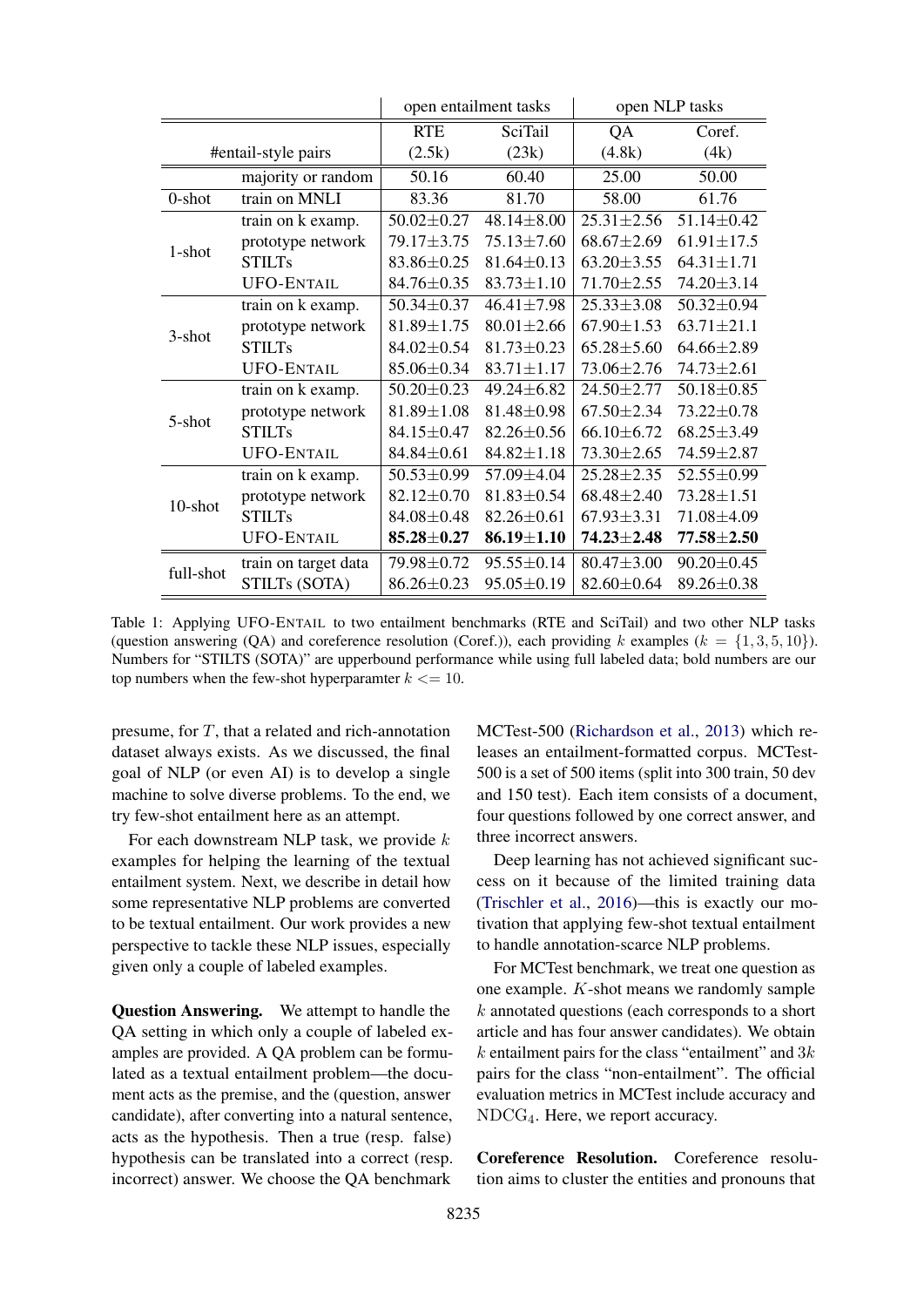| | | open entailment tasks | | open NLP tasks | |
|---|---|---|---|---|---|
| | | RTE | SciTail | QA | Coref. |
| #entail-style pairs | | (2.5k) | (23k) | (4.8k) | (4k) |
| | majority or random | 50.16 | 60.40 | 25.00 | 50.00 |
| 0-shot | train on MNLI | 83.36 | 81.70 | 58.00 | 61.76 |
| 1-shot | train on k examp. | 50.02±0.27 | 48.14±8.00 | 25.31±2.56 | 51.14±0.42 |
| | prototype network | 79.17±3.75 | 75.13±7.60 | 68.67±2.69 | 61.91±17.5 |
| | STILTs | 83.86±0.25 | 81.64±0.13 | 63.20±3.55 | 64.31±1.71 |
| | UFO-ENTAIL | 84.76±0.35 | 83.73±1.10 | 71.70±2.55 | 74.20±3.14 |
| 3-shot | train on k examp. | 50.34±0.37 | 46.41±7.98 | 25.33±3.08 | 50.32±0.94 |
| | prototype network | 81.89±1.75 | 80.01±2.66 | 67.90±1.53 | 63.71±21.1 |
| | STILTs | 84.02±0.54 | 81.73±0.23 | 65.28±5.60 | 64.66±2.89 |
| | UFO-ENTAIL | 85.06±0.34 | 83.71±1.17 | 73.06±2.76 | 74.73±2.61 |
| 5-shot | train on k examp. | 50.20±0.23 | 49.24±6.82 | 24.50±2.77 | 50.18±0.85 |
| | prototype network | 81.89±1.08 | 81.48±0.98 | 67.50±2.34 | 73.22±0.78 |
| | STILTs | 84.15±0.47 | 82.26±0.56 | 66.10±6.72 | 68.25±3.49 |
| | UFO-ENTAIL | 84.84±0.61 | 84.82±1.18 | 73.30±2.65 | 74.59±2.87 |
| 10-shot | train on k examp. | 50.53±0.99 | 57.09±4.04 | 25.28±2.35 | 52.55±0.99 |
| | prototype network | 82.12±0.70 | 81.83±0.54 | 68.48±2.40 | 73.28±1.51 |
| | STILTs | 84.08±0.48 | 82.26±0.61 | 67.93±3.31 | 71.08±4.09 |
| | UFO-ENTAIL | **85.28±0.27** | **86.19±1.10** | **74.23±2.48** | **77.58±2.50** |
| full-shot | train on target data | 79.98±0.72 | 95.55±0.14 | 80.47±3.00 | 90.20±0.45 |
| | STILTs (SOTA) | 86.26±0.23 | 95.05±0.19 | 82.60±0.64 | 89.26±0.38 |

Table 1: Applying UFO-ENTAIL to two entailment benchmarks (RTE and SciTail) and two other NLP tasks (question answering (QA) and coreference resolution (Coref.)), each providing $k$ examples ($k = \{1, 3, 5, 10\}$). Numbers for "STILTS (SOTA)" are upperbound performance while using full labeled data; bold numbers are our top numbers when the few-shot hyperparamter $k <= 10$.

presume, for $T$, that a related and rich-annotation dataset always exists. As we discussed, the final goal of NLP (or even AI) is to develop a single machine to solve diverse problems. To the end, we try few-shot entailment here as an attempt.

For each downstream NLP task, we provide $k$ examples for helping the learning of the textual entailment system. Next, we describe in detail how some representative NLP problems are converted to be textual entailment. Our work provides a new perspective to tackle these NLP issues, especially given only a couple of labeled examples.

**Question Answering.** We attempt to handle the QA setting in which only a couple of labeled examples are provided. A QA problem can be formulated as a textual entailment problem—the document acts as the premise, and the (question, answer candidate), after converting into a natural sentence, acts as the hypothesis. Then a true (resp. false) hypothesis can be translated into a correct (resp. incorrect) answer. We choose the QA benchmark MCTest-500 (Richardson et al., 2013) which releases an entailment-formatted corpus. MCTest-500 is a set of 500 items (split into 300 train, 50 dev and 150 test). Each item consists of a document, four questions followed by one correct answer, and three incorrect answers.

Deep learning has not achieved significant success on it because of the limited training data (Trischler et al., 2016)—this is exactly our motivation that applying few-shot textual entailment to handle annotation-scarce NLP problems.

For MCTest benchmark, we treat one question as one example. $K$-shot means we randomly sample $k$ annotated questions (each corresponds to a short article and has four answer candidates). We obtain $k$ entailment pairs for the class "entailment" and $3k$ pairs for the class "non-entailment". The official evaluation metrics in MCTest include accuracy and $\mathrm{NDCG}_4$. Here, we report accuracy.

**Coreference Resolution.** Coreference resolution aims to cluster the entities and pronouns that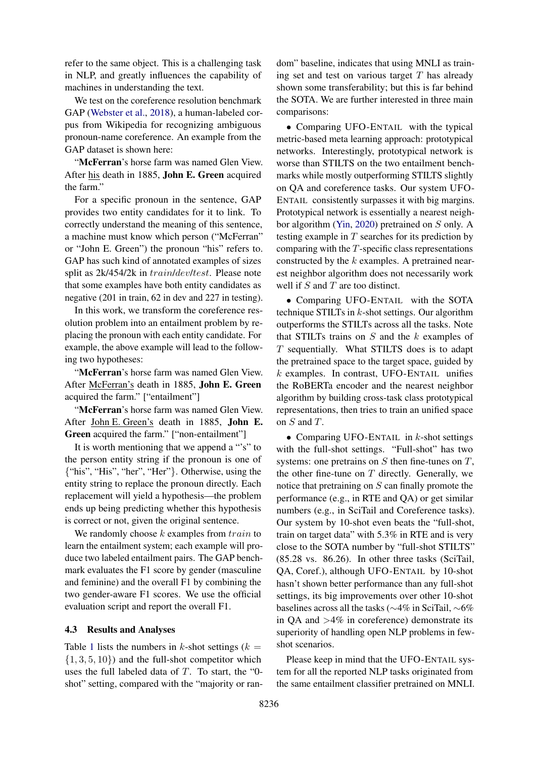refer to the same object. This is a challenging task in NLP, and greatly influences the capability of machines in understanding the text.

We test on the coreference resolution benchmark GAP (Webster et al., 2018), a human-labeled corpus from Wikipedia for recognizing ambiguous pronoun-name coreference. An example from the GAP dataset is shown here:

"**McFerran**'s horse farm was named Glen View. After his death in 1885, **John E. Green** acquired the farm."

For a specific pronoun in the sentence, GAP provides two entity candidates for it to link. To correctly understand the meaning of this sentence, a machine must know which person ("McFerran" or "John E. Green") the pronoun "his" refers to. GAP has such kind of annotated examples of sizes split as 2k/454/2k in $train/dev/test$. Please note that some examples have both entity candidates as negative (201 in train, 62 in dev and 227 in testing).

In this work, we transform the coreference resolution problem into an entailment problem by replacing the pronoun with each entity candidate. For example, the above example will lead to the following two hypotheses:

"**McFerran**'s horse farm was named Glen View. After McFerran's death in 1885, **John E. Green** acquired the farm." ["entailment"]

"**McFerran**'s horse farm was named Glen View. After John E. Green's death in 1885, **John E. Green** acquired the farm." ["non-entailment"]

It is worth mentioning that we append a "'s" to the person entity string if the pronoun is one of {"his", "His", "her", "Her"}. Otherwise, using the entity string to replace the pronoun directly. Each replacement will yield a hypothesis—the problem ends up being predicting whether this hypothesis is correct or not, given the original sentence.

We randomly choose $k$ examples from $train$ to learn the entailment system; each example will produce two labeled entailment pairs. The GAP benchmark evaluates the F1 score by gender (masculine and feminine) and the overall F1 by combining the two gender-aware F1 scores. We use the official evaluation script and report the overall F1.

### 4.3 Results and Analyses

Table 1 lists the numbers in $k$-shot settings ($k = \{1, 3, 5, 10\}$) and the full-shot competitor which uses the full labeled data of $T$. To start, the "0-shot" setting, compared with the "majority or random" baseline, indicates that using MNLI as training set and test on various target $T$ has already shown some transferability; but this is far behind the SOTA. We are further interested in three main comparisons:

- Comparing UFO-ENTAIL with the typical metric-based meta learning approach: prototypical networks. Interestingly, prototypical network is worse than STILTS on the two entailment benchmarks while mostly outperforming STILTS slightly on QA and coreference tasks. Our system UFO-ENTAIL consistently surpasses it with big margins. Prototypical network is essentially a nearest neighbor algorithm (Yin, 2020) pretrained on $S$ only. A testing example in $T$ searches for its prediction by comparing with the $T$-specific class representations constructed by the $k$ examples. A pretrained nearest neighbor algorithm does not necessarily work well if $S$ and $T$ are too distinct.

- Comparing UFO-ENTAIL with the SOTA technique STILTs in $k$-shot settings. Our algorithm outperforms the STILTs across all the tasks. Note that STILTs trains on $S$ and the $k$ examples of $T$ sequentially. What STILTS does is to adapt the pretrained space to the target space, guided by $k$ examples. In contrast, UFO-ENTAIL unifies the RoBERTa encoder and the nearest neighbor algorithm by building cross-task class prototypical representations, then tries to train an unified space on $S$ and $T$.

- Comparing UFO-ENTAIL in $k$-shot settings with the full-shot settings. "Full-shot" has two systems: one pretrains on $S$ then fine-tunes on $T$, the other fine-tune on $T$ directly. Generally, we notice that pretraining on $S$ can finally promote the performance (e.g., in RTE and QA) or get similar numbers (e.g., in SciTail and Coreference tasks). Our system by 10-shot even beats the "full-shot, train on target data" with 5.3% in RTE and is very close to the SOTA number by "full-shot STILTS" (85.28 vs. 86.26). In other three tasks (SciTail, QA, Coref.), although UFO-ENTAIL by 10-shot hasn't shown better performance than any full-shot settings, its big improvements over other 10-shot baselines across all the tasks (∼4% in SciTail, ∼6% in QA and >4% in coreference) demonstrate its superiority of handling open NLP problems in few-shot scenarios.

Please keep in mind that the UFO-ENTAIL system for all the reported NLP tasks originated from the same entailment classifier pretrained on MNLI.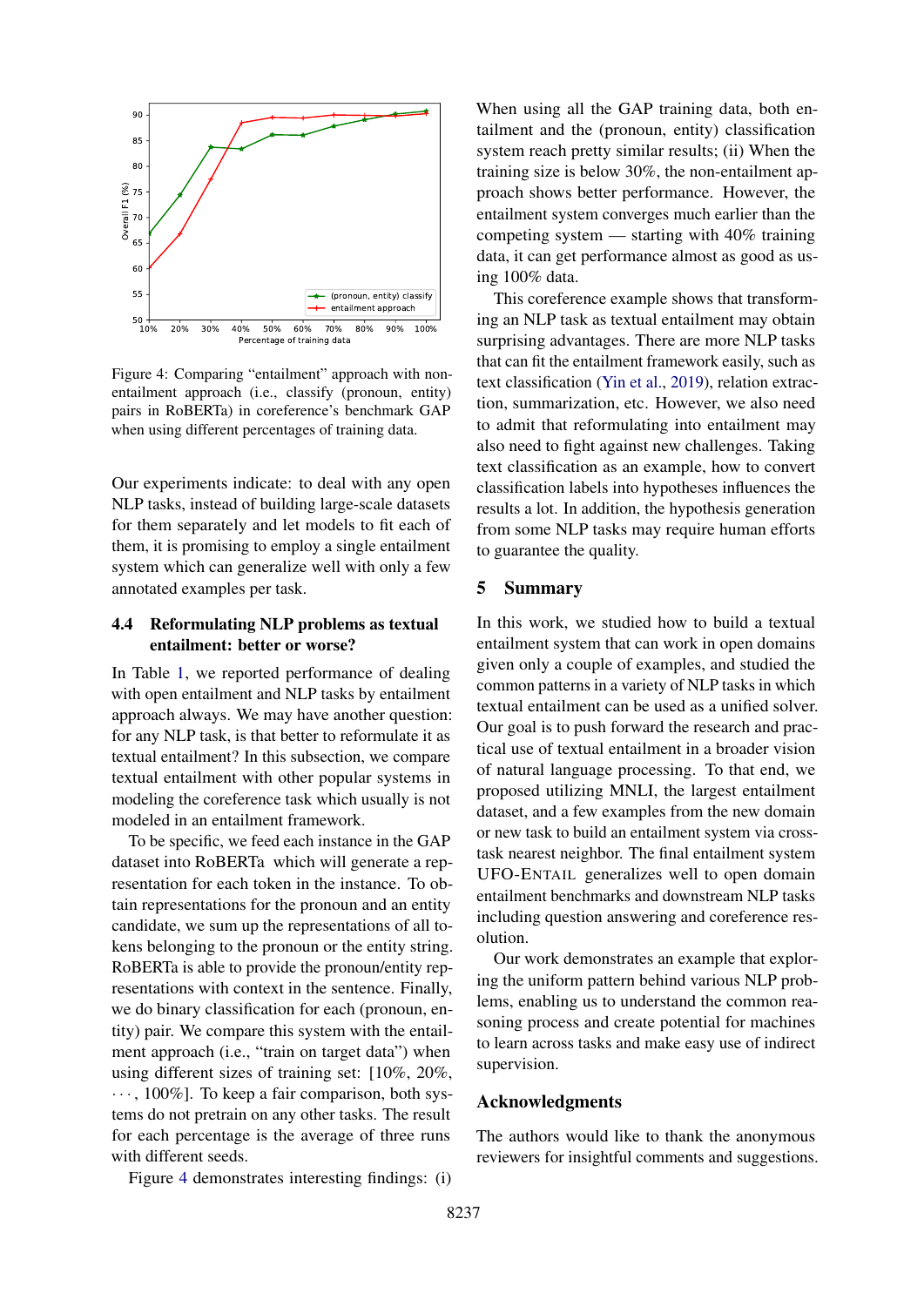Figure 4: Comparing "entailment" approach with non-entailment approach (i.e., classify (pronoun, entity) pairs in RoBERTa) in coreference's benchmark GAP when using different percentages of training data.

Our experiments indicate: to deal with any open NLP tasks, instead of building large-scale datasets for them separately and let models to fit each of them, it is promising to employ a single entailment system which can generalize well with only a few annotated examples per task.

### 4.4 Reformulating NLP problems as textual entailment: better or worse?

In Table 1, we reported performance of dealing with open entailment and NLP tasks by entailment approach always. We may have another question: for any NLP task, is that better to reformulate it as textual entailment? In this subsection, we compare textual entailment with other popular systems in modeling the coreference task which usually is not modeled in an entailment framework.

To be specific, we feed each instance in the GAP dataset into RoBERTa which will generate a representation for each token in the instance. To obtain representations for the pronoun and an entity candidate, we sum up the representations of all tokens belonging to the pronoun or the entity string. RoBERTa is able to provide the pronoun/entity representations with context in the sentence. Finally, we do binary classification for each (pronoun, entity) pair. We compare this system with the entailment approach (i.e., "train on target data") when using different sizes of training set: [10%, 20%, $\cdots$, 100%]. To keep a fair comparison, both systems do not pretrain on any other tasks. The result for each percentage is the average of three runs with different seeds.

Figure 4 demonstrates interesting findings: (i) When using all the GAP training data, both entailment and the (pronoun, entity) classification system reach pretty similar results; (ii) When the training size is below 30%, the non-entailment approach shows better performance. However, the entailment system converges much earlier than the competing system — starting with 40% training data, it can get performance almost as good as using 100% data.

This coreference example shows that transforming an NLP task as textual entailment may obtain surprising advantages. There are more NLP tasks that can fit the entailment framework easily, such as text classification (Yin et al., 2019), relation extraction, summarization, etc. However, we also need to admit that reformulating into entailment may also need to fight against new challenges. Taking text classification as an example, how to convert classification labels into hypotheses influences the results a lot. In addition, the hypothesis generation from some NLP tasks may require human efforts to guarantee the quality.

## 5 Summary

In this work, we studied how to build a textual entailment system that can work in open domains given only a couple of examples, and studied the common patterns in a variety of NLP tasks in which textual entailment can be used as a unified solver. Our goal is to push forward the research and practical use of textual entailment in a broader vision of natural language processing. To that end, we proposed utilizing MNLI, the largest entailment dataset, and a few examples from the new domain or new task to build an entailment system via cross-task nearest neighbor. The final entailment system UFO-ENTAIL generalizes well to open domain entailment benchmarks and downstream NLP tasks including question answering and coreference resolution.

Our work demonstrates an example that exploring the uniform pattern behind various NLP problems, enabling us to understand the common reasoning process and create potential for machines to learn across tasks and make easy use of indirect supervision.

## Acknowledgments

The authors would like to thank the anonymous reviewers for insightful comments and suggestions.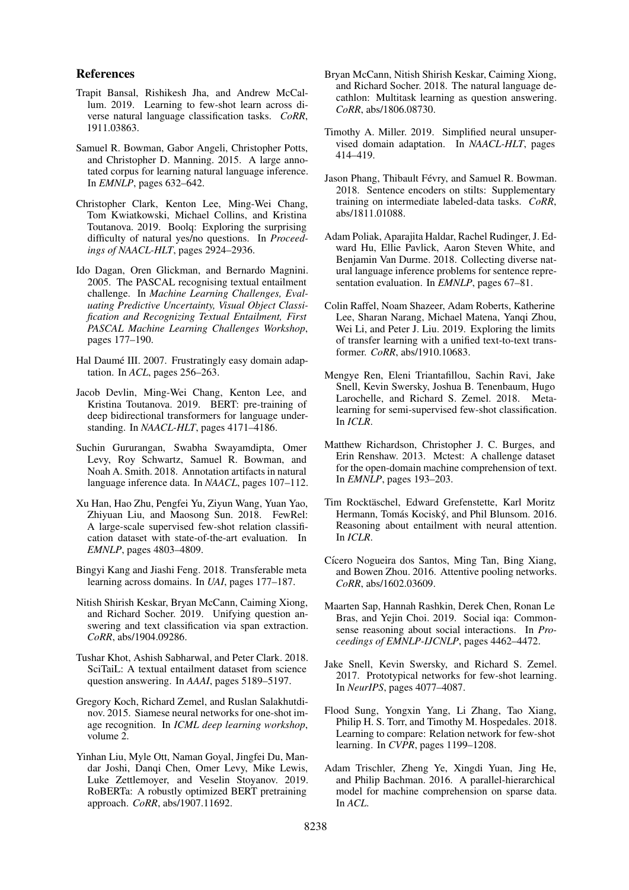## References

Trapit Bansal, Rishikesh Jha, and Andrew McCallum. 2019. Learning to few-shot learn across diverse natural language classification tasks. *CoRR*, 1911.03863.

Samuel R. Bowman, Gabor Angeli, Christopher Potts, and Christopher D. Manning. 2015. A large annotated corpus for learning natural language inference. In *EMNLP*, pages 632–642.

Christopher Clark, Kenton Lee, Ming-Wei Chang, Tom Kwiatkowski, Michael Collins, and Kristina Toutanova. 2019. Boolq: Exploring the surprising difficulty of natural yes/no questions. In *Proceedings of NAACL-HLT*, pages 2924–2936.

Ido Dagan, Oren Glickman, and Bernardo Magnini. 2005. The PASCAL recognising textual entailment challenge. In *Machine Learning Challenges, Evaluating Predictive Uncertainty, Visual Object Classification and Recognizing Textual Entailment, First PASCAL Machine Learning Challenges Workshop*, pages 177–190.

Hal Daumé III. 2007. Frustratingly easy domain adaptation. In *ACL*, pages 256–263.

Jacob Devlin, Ming-Wei Chang, Kenton Lee, and Kristina Toutanova. 2019. BERT: pre-training of deep bidirectional transformers for language understanding. In *NAACL-HLT*, pages 4171–4186.

Suchin Gururangan, Swabha Swayamdipta, Omer Levy, Roy Schwartz, Samuel R. Bowman, and Noah A. Smith. 2018. Annotation artifacts in natural language inference data. In *NAACL*, pages 107–112.

Xu Han, Hao Zhu, Pengfei Yu, Ziyun Wang, Yuan Yao, Zhiyuan Liu, and Maosong Sun. 2018. FewRel: A large-scale supervised few-shot relation classification dataset with state-of-the-art evaluation. In *EMNLP*, pages 4803–4809.

Bingyi Kang and Jiashi Feng. 2018. Transferable meta learning across domains. In *UAI*, pages 177–187.

Nitish Shirish Keskar, Bryan McCann, Caiming Xiong, and Richard Socher. 2019. Unifying question answering and text classification via span extraction. *CoRR*, abs/1904.09286.

Tushar Khot, Ashish Sabharwal, and Peter Clark. 2018. SciTaiL: A textual entailment dataset from science question answering. In *AAAI*, pages 5189–5197.

Gregory Koch, Richard Zemel, and Ruslan Salakhutdinov. 2015. Siamese neural networks for one-shot image recognition. In *ICML deep learning workshop*, volume 2.

Yinhan Liu, Myle Ott, Naman Goyal, Jingfei Du, Mandar Joshi, Danqi Chen, Omer Levy, Mike Lewis, Luke Zettlemoyer, and Veselin Stoyanov. 2019. RoBERTa: A robustly optimized BERT pretraining approach. *CoRR*, abs/1907.11692.

Bryan McCann, Nitish Shirish Keskar, Caiming Xiong, and Richard Socher. 2018. The natural language decathlon: Multitask learning as question answering. *CoRR*, abs/1806.08730.

Timothy A. Miller. 2019. Simplified neural unsupervised domain adaptation. In *NAACL-HLT*, pages 414–419.

Jason Phang, Thibault Févry, and Samuel R. Bowman. 2018. Sentence encoders on stilts: Supplementary training on intermediate labeled-data tasks. *CoRR*, abs/1811.01088.

Adam Poliak, Aparajita Haldar, Rachel Rudinger, J. Edward Hu, Ellie Pavlick, Aaron Steven White, and Benjamin Van Durme. 2018. Collecting diverse natural language inference problems for sentence representation evaluation. In *EMNLP*, pages 67–81.

Colin Raffel, Noam Shazeer, Adam Roberts, Katherine Lee, Sharan Narang, Michael Matena, Yanqi Zhou, Wei Li, and Peter J. Liu. 2019. Exploring the limits of transfer learning with a unified text-to-text transformer. *CoRR*, abs/1910.10683.

Mengye Ren, Eleni Triantafillou, Sachin Ravi, Jake Snell, Kevin Swersky, Joshua B. Tenenbaum, Hugo Larochelle, and Richard S. Zemel. 2018. Meta-learning for semi-supervised few-shot classification. In *ICLR*.

Matthew Richardson, Christopher J. C. Burges, and Erin Renshaw. 2013. Mctest: A challenge dataset for the open-domain machine comprehension of text. In *EMNLP*, pages 193–203.

Tim Rocktäschel, Edward Grefenstette, Karl Moritz Hermann, Tomás Kociský, and Phil Blunsom. 2016. Reasoning about entailment with neural attention. In *ICLR*.

Cícero Nogueira dos Santos, Ming Tan, Bing Xiang, and Bowen Zhou. 2016. Attentive pooling networks. *CoRR*, abs/1602.03609.

Maarten Sap, Hannah Rashkin, Derek Chen, Ronan Le Bras, and Yejin Choi. 2019. Social iqa: Commonsense reasoning about social interactions. In *Proceedings of EMNLP-IJCNLP*, pages 4462–4472.

Jake Snell, Kevin Swersky, and Richard S. Zemel. 2017. Prototypical networks for few-shot learning. In *NeurIPS*, pages 4077–4087.

Flood Sung, Yongxin Yang, Li Zhang, Tao Xiang, Philip H. S. Torr, and Timothy M. Hospedales. 2018. Learning to compare: Relation network for few-shot learning. In *CVPR*, pages 1199–1208.

Adam Trischler, Zheng Ye, Xingdi Yuan, Jing He, and Philip Bachman. 2016. A parallel-hierarchical model for machine comprehension on sparse data. In *ACL*.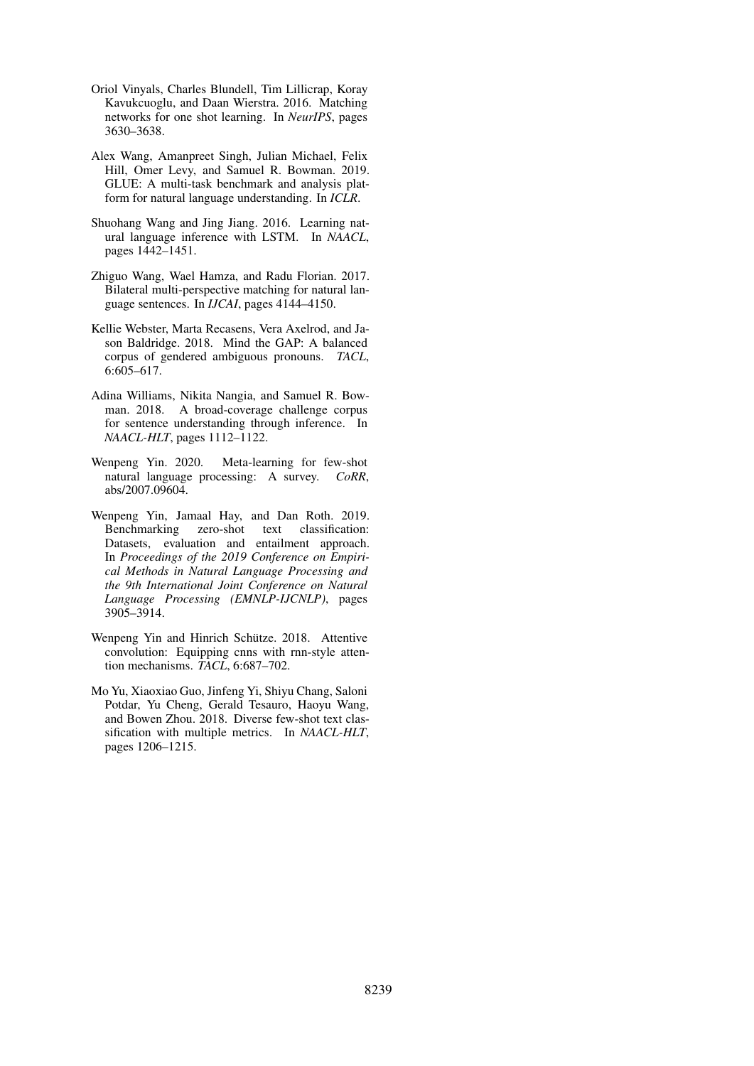Oriol Vinyals, Charles Blundell, Tim Lillicrap, Koray Kavukcuoglu, and Daan Wierstra. 2016. Matching networks for one shot learning. In *NeurIPS*, pages 3630–3638.

Alex Wang, Amanpreet Singh, Julian Michael, Felix Hill, Omer Levy, and Samuel R. Bowman. 2019. GLUE: A multi-task benchmark and analysis platform for natural language understanding. In *ICLR*.

Shuohang Wang and Jing Jiang. 2016. Learning natural language inference with LSTM. In *NAACL*, pages 1442–1451.

Zhiguo Wang, Wael Hamza, and Radu Florian. 2017. Bilateral multi-perspective matching for natural language sentences. In *IJCAI*, pages 4144–4150.

Kellie Webster, Marta Recasens, Vera Axelrod, and Jason Baldridge. 2018. Mind the GAP: A balanced corpus of gendered ambiguous pronouns. *TACL*, 6:605–617.

Adina Williams, Nikita Nangia, and Samuel R. Bowman. 2018. A broad-coverage challenge corpus for sentence understanding through inference. In *NAACL-HLT*, pages 1112–1122.

Wenpeng Yin. 2020. Meta-learning for few-shot natural language processing: A survey. *CoRR*, abs/2007.09604.

Wenpeng Yin, Jamaal Hay, and Dan Roth. 2019. Benchmarking zero-shot text classification: Datasets, evaluation and entailment approach. In *Proceedings of the 2019 Conference on Empirical Methods in Natural Language Processing and the 9th International Joint Conference on Natural Language Processing (EMNLP-IJCNLP)*, pages 3905–3914.

Wenpeng Yin and Hinrich Schütze. 2018. Attentive convolution: Equipping cnns with rnn-style attention mechanisms. *TACL*, 6:687–702.

Mo Yu, Xiaoxiao Guo, Jinfeng Yi, Shiyu Chang, Saloni Potdar, Yu Cheng, Gerald Tesauro, Haoyu Wang, and Bowen Zhou. 2018. Diverse few-shot text classification with multiple metrics. In *NAACL-HLT*, pages 1206–1215.